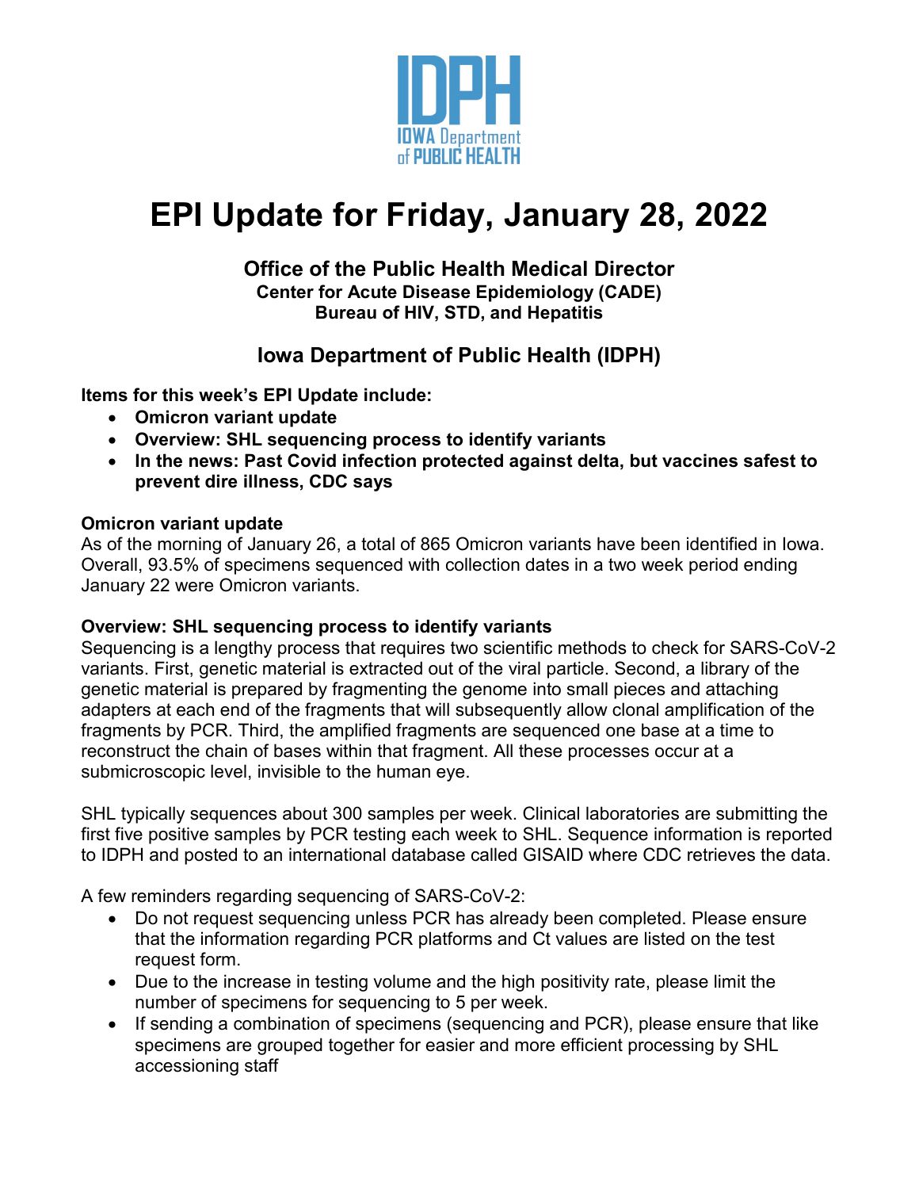IDPH
IOWA Department of PUBLIC HEALTH

# EPI Update for Friday, January 28, 2022

### Office of the Public Health Medical Director
**Center for Acute Disease Epidemiology (CADE)**
**Bureau of HIV, STD, and Hepatitis**

### Iowa Department of Public Health (IDPH)

**Items for this week's EPI Update include:**

- **Omicron variant update**
- **Overview: SHL sequencing process to identify variants**
- **In the news: Past Covid infection protected against delta, but vaccines safest to prevent dire illness, CDC says**

**Omicron variant update**

As of the morning of January 26, a total of 865 Omicron variants have been identified in Iowa. Overall, 93.5% of specimens sequenced with collection dates in a two week period ending January 22 were Omicron variants.

**Overview: SHL sequencing process to identify variants**

Sequencing is a lengthy process that requires two scientific methods to check for SARS-CoV-2 variants. First, genetic material is extracted out of the viral particle. Second, a library of the genetic material is prepared by fragmenting the genome into small pieces and attaching adapters at each end of the fragments that will subsequently allow clonal amplification of the fragments by PCR. Third, the amplified fragments are sequenced one base at a time to reconstruct the chain of bases within that fragment. All these processes occur at a submicroscopic level, invisible to the human eye.

SHL typically sequences about 300 samples per week. Clinical laboratories are submitting the first five positive samples by PCR testing each week to SHL. Sequence information is reported to IDPH and posted to an international database called GISAID where CDC retrieves the data.

A few reminders regarding sequencing of SARS-CoV-2:

- Do not request sequencing unless PCR has already been completed. Please ensure that the information regarding PCR platforms and Ct values are listed on the test request form.
- Due to the increase in testing volume and the high positivity rate, please limit the number of specimens for sequencing to 5 per week.
- If sending a combination of specimens (sequencing and PCR), please ensure that like specimens are grouped together for easier and more efficient processing by SHL accessioning staff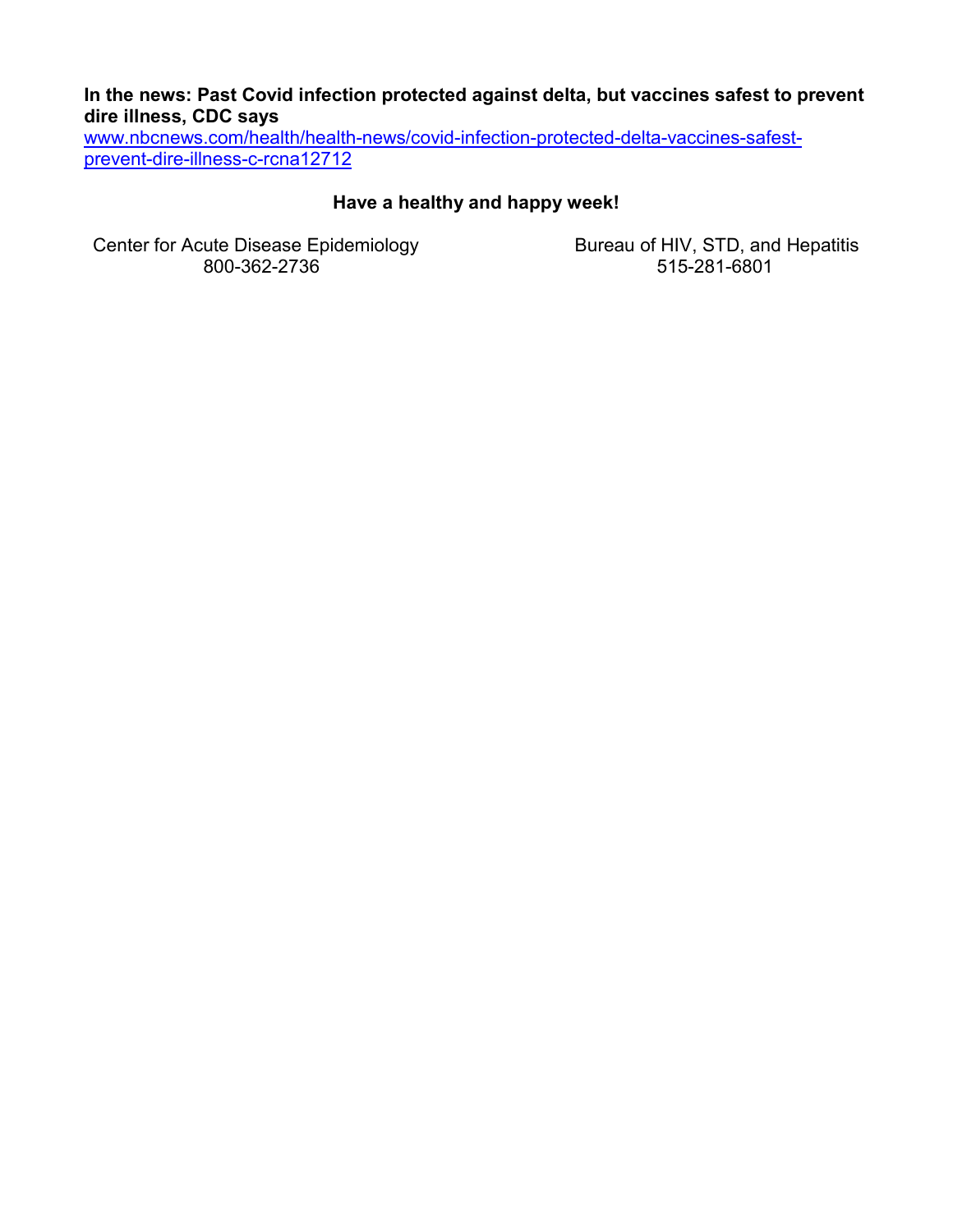**In the news: Past Covid infection protected against delta, but vaccines safest to prevent dire illness, CDC says**

[www.nbcnews.com/health/health-news/covid-infection-protected-delta-vaccines-safest-prevent-dire-illness-c-rcna12712](www.nbcnews.com/health/health-news/covid-infection-protected-delta-vaccines-safest-prevent-dire-illness-c-rcna12712)

**Have a healthy and happy week!**

Center for Acute Disease Epidemiology
800-362-2736

Bureau of HIV, STD, and Hepatitis
515-281-6801